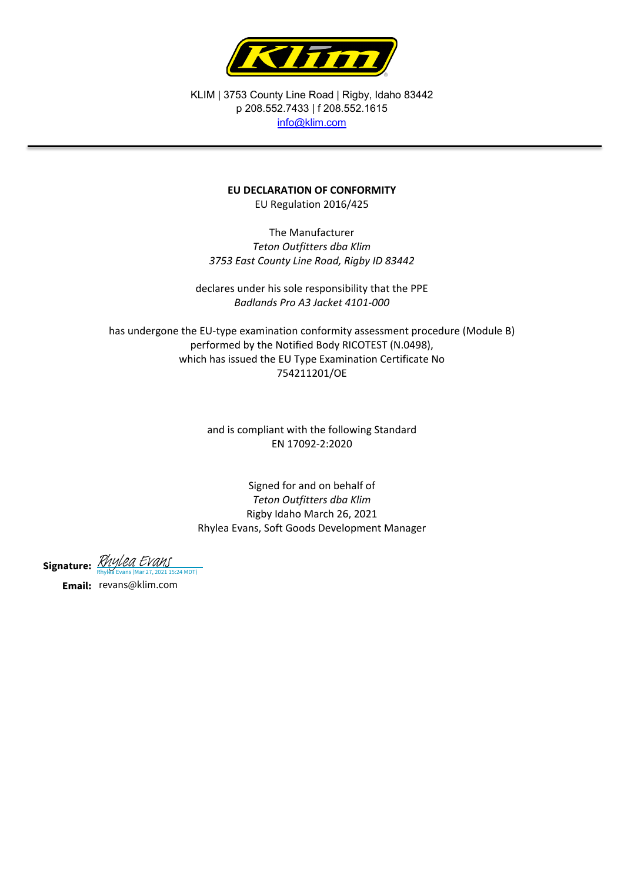KLIM | 3753 County Line Road | Rigby, Idaho 83442
p 208.552.7433 | f 208.552.1615
info@klim.com

---

**EU DECLARATION OF CONFORMITY**

EU Regulation 2016/425

The Manufacturer
*Teton Outfitters dba Klim*
*3753 East County Line Road, Rigby ID 83442*

declares under his sole responsibility that the PPE
*Badlands Pro A3 Jacket 4101-000*

has undergone the EU-type examination conformity assessment procedure (Module B)
performed by the Notified Body RICOTEST (N.0498),
which has issued the EU Type Examination Certificate No
754211201/OE

and is compliant with the following Standard
EN 17092-2:2020

Signed for and on behalf of
*Teton Outfitters dba Klim*
Rigby Idaho March 26, 2021
Rhylea Evans, Soft Goods Development Manager

**Signature:** Rhylea Evans
Rhylea Evans (Mar 27, 2021 15:24 MDT)

**Email:** revans@klim.com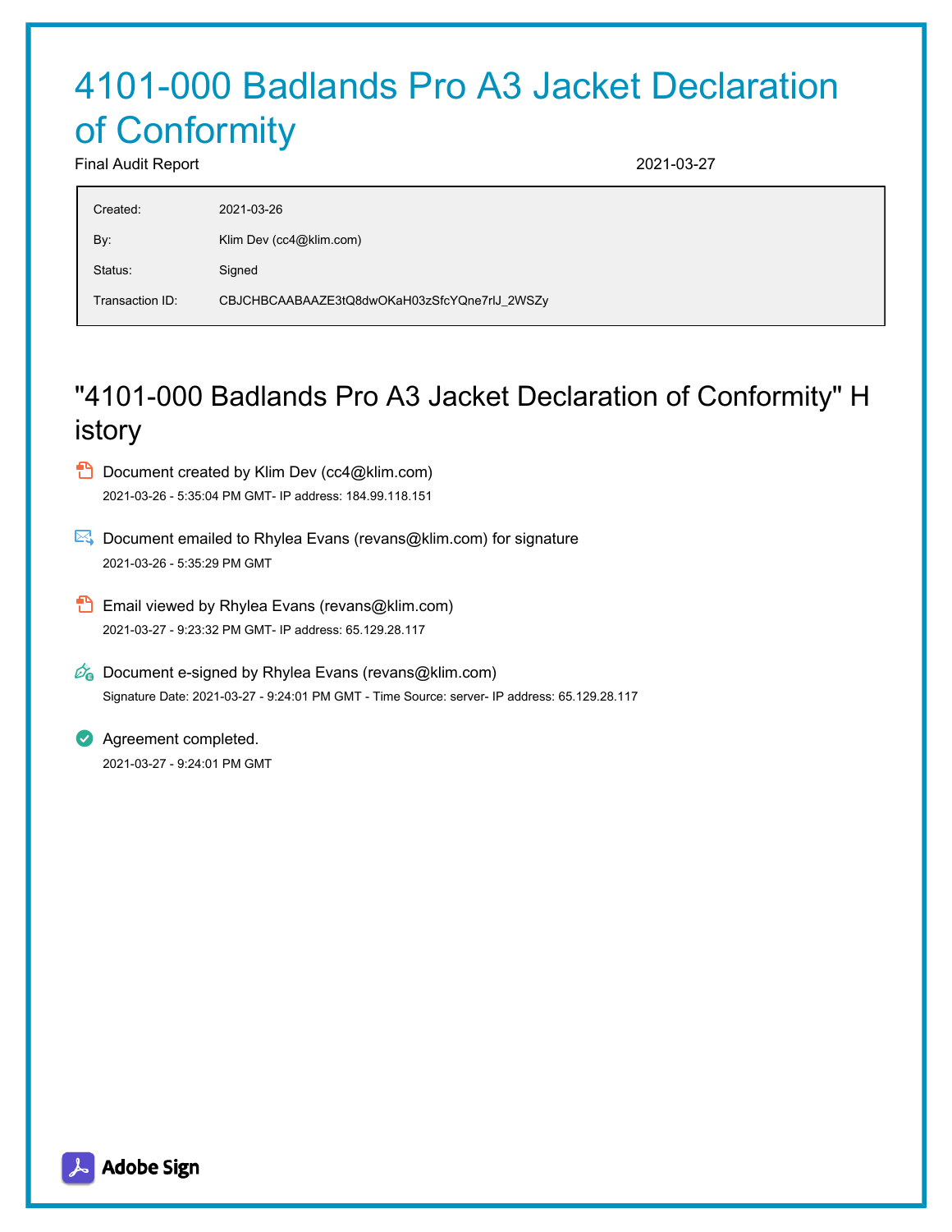# 4101-000 Badlands Pro A3 Jacket Declaration of Conformity

Final Audit Report 2021-03-27

| | |
|---|---|
| Created: | 2021-03-26 |
| By: | Klim Dev (cc4@klim.com) |
| Status: | Signed |
| Transaction ID: | CBJCHBCAABAAZE3tQ8dwOKaH03zSfcYQne7rlJ_2WSZy |

## "4101-000 Badlands Pro A3 Jacket Declaration of Conformity" History

- Document created by Klim Dev (cc4@klim.com)
  2021-03-26 - 5:35:04 PM GMT- IP address: 184.99.118.151

- Document emailed to Rhylea Evans (revans@klim.com) for signature
  2021-03-26 - 5:35:29 PM GMT

- Email viewed by Rhylea Evans (revans@klim.com)
  2021-03-27 - 9:23:32 PM GMT- IP address: 65.129.28.117

- Document e-signed by Rhylea Evans (revans@klim.com)
  Signature Date: 2021-03-27 - 9:24:01 PM GMT - Time Source: server- IP address: 65.129.28.117

- Agreement completed.
  2021-03-27 - 9:24:01 PM GMT

Adobe Sign